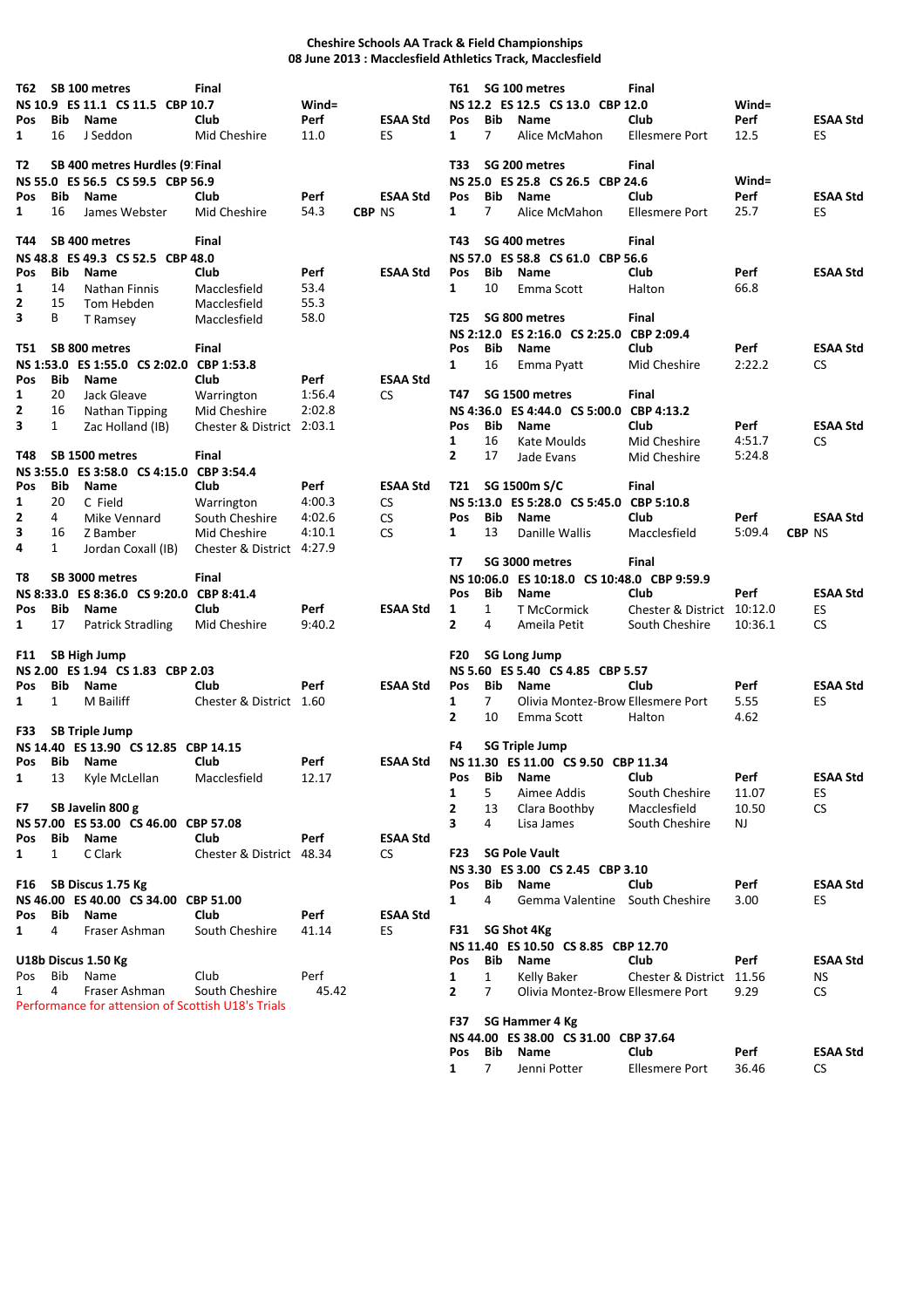# Cheshire Schools AA Track & Field Championships

## 08 June 2013 : Macclesfield Athletics Track, Macclesfield

### T62 SB 100 metres — Final

NS 10.9 ES 11.1 CS 11.5 CBP 10.7 — Wind=

| Pos | Bib | Name | Club | Perf | ESAA Std |
|---|---|---|---|---|---|
| 1 | 16 | J Seddon | Mid Cheshire | 11.0 | ES |

### T2 SB 400 metres Hurdles (9: Final

NS 55.0 ES 56.5 CS 59.5 CBP 56.9

| Pos | Bib | Name | Club | Perf | | ESAA Std |
|---|---|---|---|---|---|---|
| 1 | 16 | James Webster | Mid Cheshire | 54.3 | CBP | NS |

### T44 SB 400 metres — Final

NS 48.8 ES 49.3 CS 52.5 CBP 48.0

| Pos | Bib | Name | Club | Perf | ESAA Std |
|---|---|---|---|---|---|
| 1 | 14 | Nathan Finnis | Macclesfield | 53.4 | |
| 2 | 15 | Tom Hebden | Macclesfield | 55.3 | |
| 3 | B | T Ramsey | Macclesfield | 58.0 | |

### T51 SB 800 metres — Final

NS 1:53.0 ES 1:55.0 CS 2:02.0 CBP 1:53.8

| Pos | Bib | Name | Club | Perf | ESAA Std |
|---|---|---|---|---|---|
| 1 | 20 | Jack Gleave | Warrington | 1:56.4 | CS |
| 2 | 16 | Nathan Tipping | Mid Cheshire | 2:02.8 | |
| 3 | 1 | Zac Holland (IB) | Chester & District | 2:03.1 | |

### T48 SB 1500 metres — Final

NS 3:55.0 ES 3:58.0 CS 4:15.0 CBP 3:54.4

| Pos | Bib | Name | Club | Perf | ESAA Std |
|---|---|---|---|---|---|
| 1 | 20 | C Field | Warrington | 4:00.3 | CS |
| 2 | 4 | Mike Vennard | South Cheshire | 4:02.6 | CS |
| 3 | 16 | Z Bamber | Mid Cheshire | 4:10.1 | CS |
| 4 | 1 | Jordan Coxall (IB) | Chester & District | 4:27.9 | |

### T8 SB 3000 metres — Final

NS 8:33.0 ES 8:36.0 CS 9:20.0 CBP 8:41.4

| Pos | Bib | Name | Club | Perf | ESAA Std |
|---|---|---|---|---|---|
| 1 | 17 | Patrick Stradling | Mid Cheshire | 9:40.2 | |

### F11 SB High Jump

NS 2.00 ES 1.94 CS 1.83 CBP 2.03

| Pos | Bib | Name | Club | Perf | ESAA Std |
|---|---|---|---|---|---|
| 1 | 1 | M Bailiff | Chester & District | 1.60 | |

### F33 SB Triple Jump

NS 14.40 ES 13.90 CS 12.85 CBP 14.15

| Pos | Bib | Name | Club | Perf | ESAA Std |
|---|---|---|---|---|---|
| 1 | 13 | Kyle McLellan | Macclesfield | 12.17 | |

### F7 SB Javelin 800 g

NS 57.00 ES 53.00 CS 46.00 CBP 57.08

| Pos | Bib | Name | Club | Perf | ESAA Std |
|---|---|---|---|---|---|
| 1 | 1 | C Clark | Chester & District | 48.34 | CS |

### F16 SB Discus 1.75 Kg

NS 46.00 ES 40.00 CS 34.00 CBP 51.00

| Pos | Bib | Name | Club | Perf | ESAA Std |
|---|---|---|---|---|---|
| 1 | 4 | Fraser Ashman | South Cheshire | 41.14 | ES |

### U18b Discus 1.50 Kg

| Pos | Bib | Name | Club | Perf |
|---|---|---|---|---|
| 1 | 4 | Fraser Ashman | South Cheshire | 45.42 |

Performance for attension of Scottish U18's Trials

### T61 SG 100 metres — Final

NS 12.2 ES 12.5 CS 13.0 CBP 12.0 — Wind=

| Pos | Bib | Name | Club | Perf | ESAA Std |
|---|---|---|---|---|---|
| 1 | 7 | Alice McMahon | Ellesmere Port | 12.5 | ES |

### T33 SG 200 metres — Final

NS 25.0 ES 25.8 CS 26.5 CBP 24.6 — Wind=

| Pos | Bib | Name | Club | Perf | ESAA Std |
|---|---|---|---|---|---|
| 1 | 7 | Alice McMahon | Ellesmere Port | 25.7 | ES |

### T43 SG 400 metres — Final

NS 57.0 ES 58.8 CS 61.0 CBP 56.6

| Pos | Bib | Name | Club | Perf | ESAA Std |
|---|---|---|---|---|---|
| 1 | 10 | Emma Scott | Halton | 66.8 | |

### T25 SG 800 metres — Final

NS 2:12.0 ES 2:16.0 CS 2:25.0 CBP 2:09.4

| Pos | Bib | Name | Club | Perf | ESAA Std |
|---|---|---|---|---|---|
| 1 | 16 | Emma Pyatt | Mid Cheshire | 2:22.2 | CS |

### T47 SG 1500 metres — Final

NS 4:36.0 ES 4:44.0 CS 5:00.0 CBP 4:13.2

| Pos | Bib | Name | Club | Perf | ESAA Std |
|---|---|---|---|---|---|
| 1 | 16 | Kate Moulds | Mid Cheshire | 4:51.7 | CS |
| 2 | 17 | Jade Evans | Mid Cheshire | 5:24.8 | |

### T21 SG 1500m S/C — Final

NS 5:13.0 ES 5:28.0 CS 5:45.0 CBP 5:10.8

| Pos | Bib | Name | Club | Perf | | ESAA Std |
|---|---|---|---|---|---|---|
| 1 | 13 | Danille Wallis | Macclesfield | 5:09.4 | CBP | NS |

### T7 SG 3000 metres — Final

NS 10:06.0 ES 10:18.0 CS 10:48.0 CBP 9:59.9

| Pos | Bib | Name | Club | Perf | ESAA Std |
|---|---|---|---|---|---|
| 1 | 1 | T McCormick | Chester & District | 10:12.0 | ES |
| 2 | 4 | Ameila Petit | South Cheshire | 10:36.1 | CS |

### F20 SG Long Jump

NS 5.60 ES 5.40 CS 4.85 CBP 5.57

| Pos | Bib | Name | Club | Perf | ESAA Std |
|---|---|---|---|---|---|
| 1 | 7 | Olivia Montez-Brow | Ellesmere Port | 5.55 | ES |
| 2 | 10 | Emma Scott | Halton | 4.62 | |

### F4 SG Triple Jump

NS 11.30 ES 11.00 CS 9.50 CBP 11.34

| Pos | Bib | Name | Club | Perf | ESAA Std |
|---|---|---|---|---|---|
| 1 | 5 | Aimee Addis | South Cheshire | 11.07 | ES |
| 2 | 13 | Clara Boothby | Macclesfield | 10.50 | CS |
| 3 | 4 | Lisa James | South Cheshire | NJ | |

### F23 SG Pole Vault

NS 3.30 ES 3.00 CS 2.45 CBP 3.10

| Pos | Bib | Name | Club | Perf | ESAA Std |
|---|---|---|---|---|---|
| 1 | 4 | Gemma Valentine | South Cheshire | 3.00 | ES |

### F31 SG Shot 4Kg

NS 11.40 ES 10.50 CS 8.85 CBP 12.70

| Pos | Bib | Name | Club | Perf | ESAA Std |
|---|---|---|---|---|---|
| 1 | 1 | Kelly Baker | Chester & District | 11.56 | NS |
| 2 | 7 | Olivia Montez-Brow | Ellesmere Port | 9.29 | CS |

### F37 SG Hammer 4 Kg

NS 44.00 ES 38.00 CS 31.00 CBP 37.64

| Pos | Bib | Name | Club | Perf | ESAA Std |
|---|---|---|---|---|---|
| 1 | 7 | Jenni Potter | Ellesmere Port | 36.46 | CS |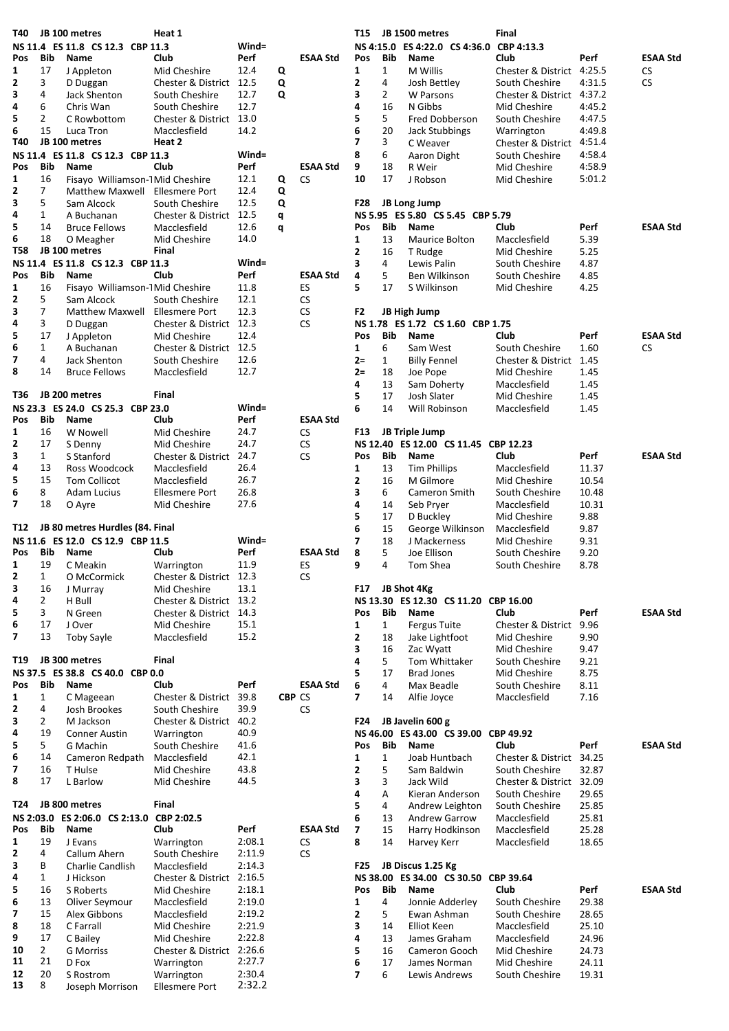## T40 JB 100 metres Heat 1

NS 11.4 ES 11.8 CS 12.3 CBP 11.3 Wind=

| Pos | Bib | Name | Club | Perf | | ESAA Std |
|---|---|---|---|---|---|---|
| 1 | 17 | J Appleton | Mid Cheshire | 12.4 | Q | |
| 2 | 3 | D Duggan | Chester & District | 12.5 | Q | |
| 3 | 4 | Jack Shenton | South Cheshire | 12.7 | Q | |
| 4 | 6 | Chris Wan | South Cheshire | 12.7 | | |
| 5 | 2 | C Rowbottom | Chester & District | 13.0 | | |
| 6 | 15 | Luca Tron | Macclesfield | 14.2 | | |

## T40 JB 100 metres Heat 2

NS 11.4 ES 11.8 CS 12.3 CBP 11.3 Wind=

| Pos | Bib | Name | Club | Perf | | ESAA Std |
|---|---|---|---|---|---|---|
| 1 | 16 | Fisayo Williamson-1 | Mid Cheshire | 12.1 | Q | CS |
| 2 | 7 | Matthew Maxwell | Ellesmere Port | 12.4 | Q | |
| 3 | 5 | Sam Alcock | South Cheshire | 12.5 | Q | |
| 4 | 1 | A Buchanan | Chester & District | 12.5 | q | |
| 5 | 14 | Bruce Fellows | Macclesfield | 12.6 | q | |
| 6 | 18 | O Meagher | Mid Cheshire | 14.0 | | |

## T58 JB 100 metres Final

NS 11.4 ES 11.8 CS 12.3 CBP 11.3 Wind=

| Pos | Bib | Name | Club | Perf | ESAA Std |
|---|---|---|---|---|---|
| 1 | 16 | Fisayo Williamson-1 | Mid Cheshire | 11.8 | ES |
| 2 | 5 | Sam Alcock | South Cheshire | 12.1 | CS |
| 3 | 7 | Matthew Maxwell | Ellesmere Port | 12.3 | CS |
| 4 | 3 | D Duggan | Chester & District | 12.3 | CS |
| 5 | 17 | J Appleton | Mid Cheshire | 12.4 | |
| 6 | 1 | A Buchanan | Chester & District | 12.5 | |
| 7 | 4 | Jack Shenton | South Cheshire | 12.6 | |
| 8 | 14 | Bruce Fellows | Macclesfield | 12.7 | |

## T36 JB 200 metres Final

NS 23.3 ES 24.0 CS 25.3 CBP 23.0 Wind=

| Pos | Bib | Name | Club | Perf | ESAA Std |
|---|---|---|---|---|---|
| 1 | 16 | W Nowell | Mid Cheshire | 24.7 | CS |
| 2 | 17 | S Denny | Mid Cheshire | 24.7 | CS |
| 3 | 1 | S Stanford | Chester & District | 24.7 | CS |
| 4 | 13 | Ross Woodcock | Macclesfield | 26.4 | |
| 5 | 15 | Tom Collicot | Macclesfield | 26.7 | |
| 6 | 8 | Adam Lucius | Ellesmere Port | 26.8 | |
| 7 | 18 | O Ayre | Mid Cheshire | 27.6 | |

## T12 JB 80 metres Hurdles (84. Final

NS 11.6 ES 12.0 CS 12.9 CBP 11.5 Wind=

| Pos | Bib | Name | Club | Perf | ESAA Std |
|---|---|---|---|---|---|
| 1 | 19 | C Meakin | Warrington | 11.9 | ES |
| 2 | 1 | O McCormick | Chester & District | 12.3 | CS |
| 3 | 16 | J Murray | Mid Cheshire | 13.1 | |
| 4 | 2 | H Bull | Chester & District | 13.2 | |
| 5 | 3 | N Green | Chester & District | 14.3 | |
| 6 | 17 | J Over | Mid Cheshire | 15.1 | |
| 7 | 13 | Toby Sayle | Macclesfield | 15.2 | |

## T19 JB 300 metres Final

NS 37.5 ES 38.8 CS 40.0 CBP 0.0

| Pos | Bib | Name | Club | Perf | ESAA Std |
|---|---|---|---|---|---|
| 1 | 1 | C Mageean | Chester & District | 39.8 | CBP CS |
| 2 | 4 | Josh Brookes | South Cheshire | 39.9 | CS |
| 3 | 2 | M Jackson | Chester & District | 40.2 | |
| 4 | 19 | Conner Austin | Warrington | 40.9 | |
| 5 | 5 | G Machin | South Cheshire | 41.6 | |
| 6 | 14 | Cameron Redpath | Macclesfield | 42.1 | |
| 7 | 16 | T Hulse | Mid Cheshire | 43.8 | |
| 8 | 17 | L Barlow | Mid Cheshire | 44.5 | |

## T24 JB 800 metres Final

NS 2:03.0 ES 2:06.0 CS 2:13.0 CBP 2:02.5

| Pos | Bib | Name | Club | Perf | ESAA Std |
|---|---|---|---|---|---|
| 1 | 19 | J Evans | Warrington | 2:08.1 | CS |
| 2 | 4 | Callum Ahern | South Cheshire | 2:11.9 | CS |
| 3 | B | Charlie Candlish | Macclesfield | 2:14.3 | |
| 4 | 1 | J Hickson | Chester & District | 2:16.5 | |
| 5 | 16 | S Roberts | Mid Cheshire | 2:18.1 | |
| 6 | 13 | Oliver Seymour | Macclesfield | 2:19.0 | |
| 7 | 15 | Alex Gibbons | Macclesfield | 2:19.2 | |
| 8 | 18 | C Farrall | Mid Cheshire | 2:21.9 | |
| 9 | 17 | C Bailey | Mid Cheshire | 2:22.8 | |
| 10 | 2 | G Morriss | Chester & District | 2:26.6 | |
| 11 | 21 | D Fox | Warrington | 2:27.7 | |
| 12 | 20 | S Rostrom | Warrington | 2:30.4 | |
| 13 | 8 | Joseph Morrison | Ellesmere Port | 2:32.2 | |

## T15 JB 1500 metres Final

NS 4:15.0 ES 4:22.0 CS 4:36.0 CBP 4:13.3

| Pos | Bib | Name | Club | Perf | ESAA Std |
|---|---|---|---|---|---|
| 1 | 1 | M Willis | Chester & District | 4:25.5 | CS |
| 2 | 4 | Josh Bettley | South Cheshire | 4:31.5 | CS |
| 3 | 2 | W Parsons | Chester & District | 4:37.2 | |
| 4 | 16 | N Gibbs | Mid Cheshire | 4:45.2 | |
| 5 | 5 | Fred Dobberson | South Cheshire | 4:47.5 | |
| 6 | 20 | Jack Stubbings | Warrington | 4:49.8 | |
| 7 | 3 | C Weaver | Chester & District | 4:51.4 | |
| 8 | 6 | Aaron Dight | South Cheshire | 4:58.4 | |
| 9 | 18 | R Weir | Mid Cheshire | 4:58.9 | |
| 10 | 17 | J Robson | Mid Cheshire | 5:01.2 | |

## F28 JB Long Jump

NS 5.95 ES 5.80 CS 5.45 CBP 5.79

| Pos | Bib | Name | Club | Perf | ESAA Std |
|---|---|---|---|---|---|
| 1 | 13 | Maurice Bolton | Macclesfield | 5.39 | |
| 2 | 16 | T Rudge | Mid Cheshire | 5.25 | |
| 3 | 4 | Lewis Palin | South Cheshire | 4.87 | |
| 4 | 5 | Ben Wilkinson | South Cheshire | 4.85 | |
| 5 | 17 | S Wilkinson | Mid Cheshire | 4.25 | |

## F2 JB High Jump

NS 1.78 ES 1.72 CS 1.60 CBP 1.75

| Pos | Bib | Name | Club | Perf | ESAA Std |
|---|---|---|---|---|---|
| 1 | 6 | Sam West | South Cheshire | 1.60 | CS |
| 2= | 1 | Billy Fennel | Chester & District | 1.45 | |
| 2= | 18 | Joe Pope | Mid Cheshire | 1.45 | |
| 4 | 13 | Sam Doherty | Macclesfield | 1.45 | |
| 5 | 17 | Josh Slater | Mid Cheshire | 1.45 | |
| 6 | 14 | Will Robinson | Macclesfield | 1.45 | |

## F13 JB Triple Jump

NS 12.40 ES 12.00 CS 11.45 CBP 12.23

| Pos | Bib | Name | Club | Perf | ESAA Std |
|---|---|---|---|---|---|
| 1 | 13 | Tim Phillips | Macclesfield | 11.37 | |
| 2 | 16 | M Gilmore | Mid Cheshire | 10.54 | |
| 3 | 6 | Cameron Smith | South Cheshire | 10.48 | |
| 4 | 14 | Seb Pryer | Macclesfield | 10.31 | |
| 5 | 17 | D Buckley | Mid Cheshire | 9.88 | |
| 6 | 15 | George Wilkinson | Macclesfield | 9.87 | |
| 7 | 18 | J Mackerness | Mid Cheshire | 9.31 | |
| 8 | 5 | Joe Ellison | South Cheshire | 9.20 | |
| 9 | 4 | Tom Shea | South Cheshire | 8.78 | |

## F17 JB Shot 4Kg

NS 13.30 ES 12.30 CS 11.20 CBP 16.00

| Pos | Bib | Name | Club | Perf | ESAA Std |
|---|---|---|---|---|---|
| 1 | 1 | Fergus Tuite | Chester & District | 9.96 | |
| 2 | 18 | Jake Lightfoot | Mid Cheshire | 9.90 | |
| 3 | 16 | Zac Wyatt | Mid Cheshire | 9.47 | |
| 4 | 5 | Tom Whittaker | South Cheshire | 9.21 | |
| 5 | 17 | Brad Jones | Mid Cheshire | 8.75 | |
| 6 | 4 | Max Beadle | South Cheshire | 8.11 | |
| 7 | 14 | Alfie Joyce | Macclesfield | 7.16 | |

## F24 JB Javelin 600 g

NS 46.00 ES 43.00 CS 39.00 CBP 49.92

| Pos | Bib | Name | Club | Perf | ESAA Std |
|---|---|---|---|---|---|
| 1 | 1 | Joab Huntbach | Chester & District | 34.25 | |
| 2 | 5 | Sam Baldwin | South Cheshire | 32.87 | |
| 3 | 3 | Jack Wild | Chester & District | 32.09 | |
| 4 | A | Kieran Anderson | South Cheshire | 29.65 | |
| 5 | 4 | Andrew Leighton | South Cheshire | 25.85 | |
| 6 | 13 | Andrew Garrow | Macclesfield | 25.81 | |
| 7 | 15 | Harry Hodkinson | Macclesfield | 25.28 | |
| 8 | 14 | Harvey Kerr | Macclesfield | 18.65 | |

## F25 JB Discus 1.25 Kg

NS 38.00 ES 34.00 CS 30.50 CBP 39.64

| Pos | Bib | Name | Club | Perf | ESAA Std |
|---|---|---|---|---|---|
| 1 | 4 | Jonnie Adderley | South Cheshire | 29.38 | |
| 2 | 5 | Ewan Ashman | South Cheshire | 28.65 | |
| 3 | 14 | Elliot Keen | Macclesfield | 25.10 | |
| 4 | 13 | James Graham | Macclesfield | 24.96 | |
| 5 | 16 | Cameron Gooch | Mid Cheshire | 24.73 | |
| 6 | 17 | James Norman | Mid Cheshire | 24.11 | |
| 7 | 6 | Lewis Andrews | South Cheshire | 19.31 | |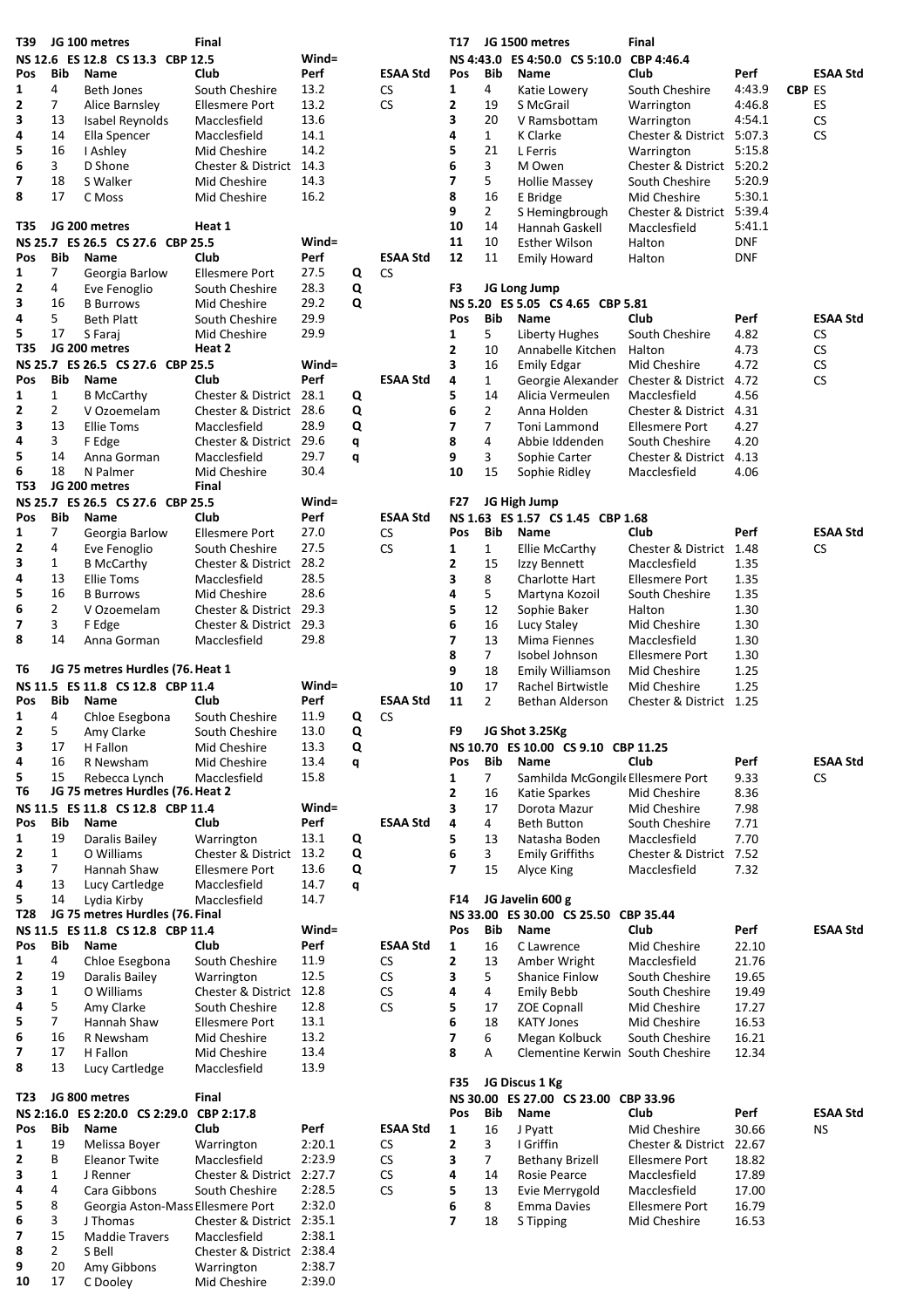## T39 JG 100 metres — Final

NS 12.6 ES 12.8 CS 13.3 CBP 12.5 — Wind=

| Pos | Bib | Name | Club | Perf | | ESAA Std |
|---|---|---|---|---|---|---|
| 1 | 4 | Beth Jones | South Cheshire | 13.2 | | CS |
| 2 | 7 | Alice Barnsley | Ellesmere Port | 13.2 | | CS |
| 3 | 13 | Isabel Reynolds | Macclesfield | 13.6 | | |
| 4 | 14 | Ella Spencer | Macclesfield | 14.1 | | |
| 5 | 16 | I Ashley | Mid Cheshire | 14.2 | | |
| 6 | 3 | D Shone | Chester & District | 14.3 | | |
| 7 | 18 | S Walker | Mid Cheshire | 14.3 | | |
| 8 | 17 | C Moss | Mid Cheshire | 16.2 | | |

## T35 JG 200 metres — Heat 1

NS 25.7 ES 26.5 CS 27.6 CBP 25.5 — Wind=

| Pos | Bib | Name | Club | Perf | | ESAA Std |
|---|---|---|---|---|---|---|
| 1 | 7 | Georgia Barlow | Ellesmere Port | 27.5 | Q | CS |
| 2 | 4 | Eve Fenoglio | South Cheshire | 28.3 | Q | |
| 3 | 16 | B Burrows | Mid Cheshire | 29.2 | Q | |
| 4 | 5 | Beth Platt | South Cheshire | 29.9 | | |
| 5 | 17 | S Faraj | Mid Cheshire | 29.9 | | |

## T35 JG 200 metres — Heat 2

NS 25.7 ES 26.5 CS 27.6 CBP 25.5 — Wind=

| Pos | Bib | Name | Club | Perf | | ESAA Std |
|---|---|---|---|---|---|---|
| 1 | 1 | B McCarthy | Chester & District | 28.1 | Q | |
| 2 | 2 | V Ozoemelam | Chester & District | 28.6 | Q | |
| 3 | 13 | Ellie Toms | Macclesfield | 28.9 | Q | |
| 4 | 3 | F Edge | Chester & District | 29.6 | q | |
| 5 | 14 | Anna Gorman | Macclesfield | 29.7 | q | |
| 6 | 18 | N Palmer | Mid Cheshire | 30.4 | | |

## T53 JG 200 metres — Final

NS 25.7 ES 26.5 CS 27.6 CBP 25.5 — Wind=

| Pos | Bib | Name | Club | Perf | | ESAA Std |
|---|---|---|---|---|---|---|
| 1 | 7 | Georgia Barlow | Ellesmere Port | 27.0 | | CS |
| 2 | 4 | Eve Fenoglio | South Cheshire | 27.5 | | CS |
| 3 | 1 | B McCarthy | Chester & District | 28.2 | | |
| 4 | 13 | Ellie Toms | Macclesfield | 28.5 | | |
| 5 | 16 | B Burrows | Mid Cheshire | 28.6 | | |
| 6 | 2 | V Ozoemelam | Chester & District | 29.3 | | |
| 7 | 3 | F Edge | Chester & District | 29.3 | | |
| 8 | 14 | Anna Gorman | Macclesfield | 29.8 | | |

## T6 JG 75 metres Hurdles (76. Heat 1

NS 11.5 ES 11.8 CS 12.8 CBP 11.4 — Wind=

| Pos | Bib | Name | Club | Perf | | ESAA Std |
|---|---|---|---|---|---|---|
| 1 | 4 | Chloe Esegbona | South Cheshire | 11.9 | Q | CS |
| 2 | 5 | Amy Clarke | South Cheshire | 13.0 | Q | |
| 3 | 17 | H Fallon | Mid Cheshire | 13.3 | Q | |
| 4 | 16 | R Newsham | Mid Cheshire | 13.4 | q | |
| 5 | 15 | Rebecca Lynch | Macclesfield | 15.8 | | |

## T6 JG 75 metres Hurdles (76. Heat 2

NS 11.5 ES 11.8 CS 12.8 CBP 11.4 — Wind=

| Pos | Bib | Name | Club | Perf | | ESAA Std |
|---|---|---|---|---|---|---|
| 1 | 19 | Daralis Bailey | Warrington | 13.1 | Q | |
| 2 | 1 | O Williams | Chester & District | 13.2 | Q | |
| 3 | 7 | Hannah Shaw | Ellesmere Port | 13.6 | Q | |
| 4 | 13 | Lucy Cartledge | Macclesfield | 14.7 | q | |
| 5 | 14 | Lydia Kirby | Macclesfield | 14.7 | | |

## T28 JG 75 metres Hurdles (76. Final

NS 11.5 ES 11.8 CS 12.8 CBP 11.4 — Wind=

| Pos | Bib | Name | Club | Perf | ESAA Std |
|---|---|---|---|---|---|
| 1 | 4 | Chloe Esegbona | South Cheshire | 11.9 | CS |
| 2 | 19 | Daralis Bailey | Warrington | 12.5 | CS |
| 3 | 1 | O Williams | Chester & District | 12.8 | CS |
| 4 | 5 | Amy Clarke | South Cheshire | 12.8 | CS |
| 5 | 7 | Hannah Shaw | Ellesmere Port | 13.1 | |
| 6 | 16 | R Newsham | Mid Cheshire | 13.2 | |
| 7 | 17 | H Fallon | Mid Cheshire | 13.4 | |
| 8 | 13 | Lucy Cartledge | Macclesfield | 13.9 | |

## T23 JG 800 metres — Final

NS 2:16.0 ES 2:20.0 CS 2:29.0 CBP 2:17.8

| Pos | Bib | Name | Club | Perf | ESAA Std |
|---|---|---|---|---|---|
| 1 | 19 | Melissa Boyer | Warrington | 2:20.1 | CS |
| 2 | B | Eleanor Twite | Macclesfield | 2:23.9 | CS |
| 3 | 1 | J Renner | Chester & District | 2:27.7 | CS |
| 4 | 4 | Cara Gibbons | South Cheshire | 2:28.5 | CS |
| 5 | 8 | Georgia Aston-Mass | Ellesmere Port | 2:32.0 | |
| 6 | 3 | J Thomas | Chester & District | 2:35.1 | |
| 7 | 15 | Maddie Travers | Macclesfield | 2:38.1 | |
| 8 | 2 | S Bell | Chester & District | 2:38.4 | |
| 9 | 20 | Amy Gibbons | Warrington | 2:38.7 | |
| 10 | 17 | C Dooley | Mid Cheshire | 2:39.0 | |

## T17 JG 1500 metres — Final

NS 4:43.0 ES 4:50.0 CS 5:10.0 CBP 4:46.4

| Pos | Bib | Name | Club | Perf | | ESAA Std |
|---|---|---|---|---|---|---|
| 1 | 4 | Katie Lowery | South Cheshire | 4:43.9 | CBP | ES |
| 2 | 19 | S McGrail | Warrington | 4:46.8 | | ES |
| 3 | 20 | V Ramsbottam | Warrington | 4:54.1 | | CS |
| 4 | 1 | K Clarke | Chester & District | 5:07.3 | | CS |
| 5 | 21 | L Ferris | Warrington | 5:15.8 | | |
| 6 | 3 | M Owen | Chester & District | 5:20.2 | | |
| 7 | 5 | Hollie Massey | South Cheshire | 5:20.9 | | |
| 8 | 16 | E Bridge | Mid Cheshire | 5:30.1 | | |
| 9 | 2 | S Hemingbrough | Chester & District | 5:39.4 | | |
| 10 | 14 | Hannah Gaskell | Macclesfield | 5:41.1 | | |
| 11 | 10 | Esther Wilson | Halton | DNF | | |
| 12 | 11 | Emily Howard | Halton | DNF | | |

## F3 JG Long Jump

NS 5.20 ES 5.05 CS 4.65 CBP 5.81

| Pos | Bib | Name | Club | Perf | ESAA Std |
|---|---|---|---|---|---|
| 1 | 5 | Liberty Hughes | South Cheshire | 4.82 | CS |
| 2 | 10 | Annabelle Kitchen | Halton | 4.73 | CS |
| 3 | 16 | Emily Edgar | Mid Cheshire | 4.72 | CS |
| 4 | 1 | Georgie Alexander | Chester & District | 4.72 | CS |
| 5 | 14 | Alicia Vermeulen | Macclesfield | 4.56 | |
| 6 | 2 | Anna Holden | Chester & District | 4.31 | |
| 7 | 7 | Toni Lammond | Ellesmere Port | 4.27 | |
| 8 | 4 | Abbie Iddenden | South Cheshire | 4.20 | |
| 9 | 3 | Sophie Carter | Chester & District | 4.13 | |
| 10 | 15 | Sophie Ridley | Macclesfield | 4.06 | |

## F27 JG High Jump

NS 1.63 ES 1.57 CS 1.45 CBP 1.68

| Pos | Bib | Name | Club | Perf | ESAA Std |
|---|---|---|---|---|---|
| 1 | 1 | Ellie McCarthy | Chester & District | 1.48 | CS |
| 2 | 15 | Izzy Bennett | Macclesfield | 1.35 | |
| 3 | 8 | Charlotte Hart | Ellesmere Port | 1.35 | |
| 4 | 5 | Martyna Kozoil | South Cheshire | 1.35 | |
| 5 | 12 | Sophie Baker | Halton | 1.30 | |
| 6 | 16 | Lucy Staley | Mid Cheshire | 1.30 | |
| 7 | 13 | Mima Fiennes | Macclesfield | 1.30 | |
| 8 | 7 | Isobel Johnson | Ellesmere Port | 1.30 | |
| 9 | 18 | Emily Williamson | Mid Cheshire | 1.25 | |
| 10 | 17 | Rachel Birtwistle | Mid Cheshire | 1.25 | |
| 11 | 2 | Bethan Alderson | Chester & District | 1.25 | |

## F9 JG Shot 3.25Kg

NS 10.70 ES 10.00 CS 9.10 CBP 11.25

| Pos | Bib | Name | Club | Perf | ESAA Std |
|---|---|---|---|---|---|
| 1 | 7 | Samhilda McGongile | Ellesmere Port | 9.33 | CS |
| 2 | 16 | Katie Sparkes | Mid Cheshire | 8.36 | |
| 3 | 17 | Dorota Mazur | Mid Cheshire | 7.98 | |
| 4 | 4 | Beth Button | South Cheshire | 7.71 | |
| 5 | 13 | Natasha Boden | Macclesfield | 7.70 | |
| 6 | 3 | Emily Griffiths | Chester & District | 7.52 | |
| 7 | 15 | Alyce King | Macclesfield | 7.32 | |

## F14 JG Javelin 600 g

NS 33.00 ES 30.00 CS 25.50 CBP 35.44

| Pos | Bib | Name | Club | Perf | ESAA Std |
|---|---|---|---|---|---|
| 1 | 16 | C Lawrence | Mid Cheshire | 22.10 | |
| 2 | 13 | Amber Wright | Macclesfield | 21.76 | |
| 3 | 5 | Shanice Finlow | South Cheshire | 19.65 | |
| 4 | 4 | Emily Bebb | South Cheshire | 19.49 | |
| 5 | 17 | ZOE Copnall | Mid Cheshire | 17.27 | |
| 6 | 18 | KATY Jones | Mid Cheshire | 16.53 | |
| 7 | 6 | Megan Kolbuck | South Cheshire | 16.21 | |
| 8 | A | Clementine Kerwin | South Cheshire | 12.34 | |

## F35 JG Discus 1 Kg

NS 30.00 ES 27.00 CS 23.00 CBP 33.96

| Pos | Bib | Name | Club | Perf | ESAA Std |
|---|---|---|---|---|---|
| 1 | 16 | J Pyatt | Mid Cheshire | 30.66 | NS |
| 2 | 3 | I Griffin | Chester & District | 22.67 | |
| 3 | 7 | Bethany Brizell | Ellesmere Port | 18.82 | |
| 4 | 14 | Rosie Pearce | Macclesfield | 17.89 | |
| 5 | 13 | Evie Merrygold | Macclesfield | 17.00 | |
| 6 | 8 | Emma Davies | Ellesmere Port | 16.79 | |
| 7 | 18 | S Tipping | Mid Cheshire | 16.53 | |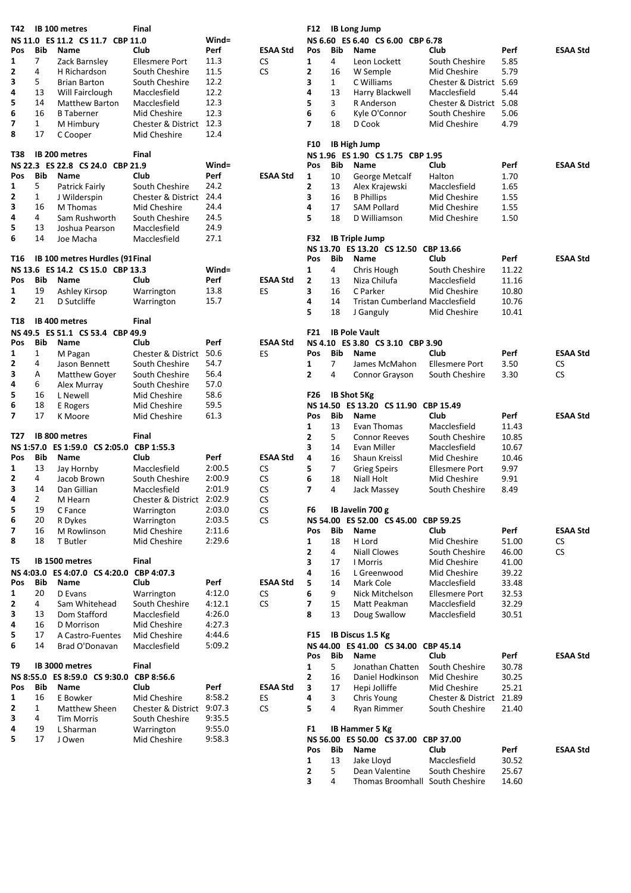## T42 IB 100 metres Final

NS 11.0 ES 11.2 CS 11.7 CBP 11.0 Wind=

| Pos | Bib | Name | Club | Perf | ESAA Std |
|---|---|---|---|---|---|
| 1 | 7 | Zack Barnsley | Ellesmere Port | 11.3 | CS |
| 2 | 4 | H Richardson | South Cheshire | 11.5 | CS |
| 3 | 5 | Brian Barton | South Cheshire | 12.2 | |
| 4 | 13 | Will Fairclough | Macclesfield | 12.2 | |
| 5 | 14 | Matthew Barton | Macclesfield | 12.3 | |
| 6 | 16 | B Taberner | Mid Cheshire | 12.3 | |
| 7 | 1 | M Himbury | Chester & District | 12.3 | |
| 8 | 17 | C Cooper | Mid Cheshire | 12.4 | |

## T38 IB 200 metres Final

NS 22.3 ES 22.8 CS 24.0 CBP 21.9 Wind=

| Pos | Bib | Name | Club | Perf | ESAA Std |
|---|---|---|---|---|---|
| 1 | 5 | Patrick Fairly | South Cheshire | 24.2 | |
| 2 | 1 | J Wilderspin | Chester & District | 24.4 | |
| 3 | 16 | M Thomas | Mid Cheshire | 24.4 | |
| 4 | 4 | Sam Rushworth | South Cheshire | 24.5 | |
| 5 | 13 | Joshua Pearson | Macclesfield | 24.9 | |
| 6 | 14 | Joe Macha | Macclesfield | 27.1 | |

## T16 IB 100 metres Hurdles (91 Final

NS 13.6 ES 14.2 CS 15.0 CBP 13.3 Wind=

| Pos | Bib | Name | Club | Perf | ESAA Std |
|---|---|---|---|---|---|
| 1 | 19 | Ashley Kirsop | Warrington | 13.8 | ES |
| 2 | 21 | D Sutcliffe | Warrington | 15.7 | |

## T18 IB 400 metres Final

NS 49.5 ES 51.1 CS 53.4 CBP 49.9

| Pos | Bib | Name | Club | Perf | ESAA Std |
|---|---|---|---|---|---|
| 1 | 1 | M Pagan | Chester & District | 50.6 | ES |
| 2 | 4 | Jason Bennett | South Cheshire | 54.7 | |
| 3 | A | Matthew Goyer | South Cheshire | 56.4 | |
| 4 | 6 | Alex Murray | South Cheshire | 57.0 | |
| 5 | 16 | L Newell | Mid Cheshire | 58.6 | |
| 6 | 18 | E Rogers | Mid Cheshire | 59.5 | |
| 7 | 17 | K Moore | Mid Cheshire | 61.3 | |

## T27 IB 800 metres Final

NS 1:57.0 ES 1:59.0 CS 2:05.0 CBP 1:55.3

| Pos | Bib | Name | Club | Perf | ESAA Std |
|---|---|---|---|---|---|
| 1 | 13 | Jay Hornby | Macclesfield | 2:00.5 | CS |
| 2 | 4 | Jacob Brown | South Cheshire | 2:00.9 | CS |
| 3 | 14 | Dan Gillian | Macclesfield | 2:01.9 | CS |
| 4 | 2 | M Hearn | Chester & District | 2:02.9 | CS |
| 5 | 19 | C Fance | Warrington | 2:03.0 | CS |
| 6 | 20 | R Dykes | Warrington | 2:03.5 | CS |
| 7 | 16 | M Rowlinson | Mid Cheshire | 2:11.6 | |
| 8 | 18 | T Butler | Mid Cheshire | 2:29.6 | |

## T5 IB 1500 metres Final

NS 4:03.0 ES 4:07.0 CS 4:20.0 CBP 4:07.3

| Pos | Bib | Name | Club | Perf | ESAA Std |
|---|---|---|---|---|---|
| 1 | 20 | D Evans | Warrington | 4:12.0 | CS |
| 2 | 4 | Sam Whitehead | South Cheshire | 4:12.1 | CS |
| 3 | 13 | Dom Stafford | Macclesfield | 4:26.0 | |
| 4 | 16 | D Morrison | Mid Cheshire | 4:27.3 | |
| 5 | 17 | A Castro-Fuentes | Mid Cheshire | 4:44.6 | |
| 6 | 14 | Brad O'Donavan | Macclesfield | 5:09.2 | |

## T9 IB 3000 metres Final

NS 8:55.0 ES 8:59.0 CS 9:30.0 CBP 8:56.6

| Pos | Bib | Name | Club | Perf | ESAA Std |
|---|---|---|---|---|---|
| 1 | 16 | E Bowker | Mid Cheshire | 8:58.2 | ES |
| 2 | 1 | Matthew Sheen | Chester & District | 9:07.3 | CS |
| 3 | 4 | Tim Morris | South Cheshire | 9:35.5 | |
| 4 | 19 | L Sharman | Warrington | 9:55.0 | |
| 5 | 17 | J Owen | Mid Cheshire | 9:58.3 | |

## F12 IB Long Jump

NS 6.60 ES 6.40 CS 6.00 CBP 6.78

| Pos | Bib | Name | Club | Perf | ESAA Std |
|---|---|---|---|---|---|
| 1 | 4 | Leon Lockett | South Cheshire | 5.85 | |
| 2 | 16 | W Semple | Mid Cheshire | 5.79 | |
| 3 | 1 | C Williams | Chester & District | 5.69 | |
| 4 | 13 | Harry Blackwell | Macclesfield | 5.44 | |
| 5 | 3 | R Anderson | Chester & District | 5.08 | |
| 6 | 6 | Kyle O'Connor | South Cheshire | 5.06 | |
| 7 | 18 | D Cook | Mid Cheshire | 4.79 | |

## F10 IB High Jump

NS 1.96 ES 1.90 CS 1.75 CBP 1.95

| Pos | Bib | Name | Club | Perf | ESAA Std |
|---|---|---|---|---|---|
| 1 | 10 | George Metcalf | Halton | 1.70 | |
| 2 | 13 | Alex Krajewski | Macclesfield | 1.65 | |
| 3 | 16 | B Phillips | Mid Cheshire | 1.55 | |
| 4 | 17 | SAM Pollard | Mid Cheshire | 1.55 | |
| 5 | 18 | D Williamson | Mid Cheshire | 1.50 | |

## F32 IB Triple Jump

NS 13.70 ES 13.20 CS 12.50 CBP 13.66

| Pos | Bib | Name | Club | Perf | ESAA Std |
|---|---|---|---|---|---|
| 1 | 4 | Chris Hough | South Cheshire | 11.22 | |
| 2 | 13 | Niza Chilufa | Macclesfield | 11.16 | |
| 3 | 16 | C Parker | Mid Cheshire | 10.80 | |
| 4 | 14 | Tristan Cumberland | Macclesfield | 10.76 | |
| 5 | 18 | J Ganguly | Mid Cheshire | 10.41 | |

## F21 IB Pole Vault

NS 4.10 ES 3.80 CS 3.10 CBP 3.90

| Pos | Bib | Name | Club | Perf | ESAA Std |
|---|---|---|---|---|---|
| 1 | 7 | James McMahon | Ellesmere Port | 3.50 | CS |
| 2 | 4 | Connor Grayson | South Cheshire | 3.30 | CS |

## F26 IB Shot 5Kg

NS 14.50 ES 13.20 CS 11.90 CBP 15.49

| Pos | Bib | Name | Club | Perf | ESAA Std |
|---|---|---|---|---|---|
| 1 | 13 | Evan Thomas | Macclesfield | 11.43 | |
| 2 | 5 | Connor Reeves | South Cheshire | 10.85 | |
| 3 | 14 | Evan Miller | Macclesfield | 10.67 | |
| 4 | 16 | Shaun Kreissl | Mid Cheshire | 10.46 | |
| 5 | 7 | Grieg Speirs | Ellesmere Port | 9.97 | |
| 6 | 18 | Niall Holt | Mid Cheshire | 9.91 | |
| 7 | 4 | Jack Massey | South Cheshire | 8.49 | |

## F6 IB Javelin 700 g

NS 54.00 ES 52.00 CS 45.00 CBP 59.25

| Pos | Bib | Name | Club | Perf | ESAA Std |
|---|---|---|---|---|---|
| 1 | 18 | H Lord | Mid Cheshire | 51.00 | CS |
| 2 | 4 | Niall Clowes | South Cheshire | 46.00 | CS |
| 3 | 17 | I Morris | Mid Cheshire | 41.00 | |
| 4 | 16 | L Greenwood | Mid Cheshire | 39.22 | |
| 5 | 14 | Mark Cole | Macclesfield | 33.48 | |
| 6 | 9 | Nick Mitchelson | Ellesmere Port | 32.53 | |
| 7 | 15 | Matt Peakman | Macclesfield | 32.29 | |
| 8 | 13 | Doug Swallow | Macclesfield | 30.51 | |

## F15 IB Discus 1.5 Kg

NS 44.00 ES 41.00 CS 34.00 CBP 45.14

| Pos | Bib | Name | Club | Perf | ESAA Std |
|---|---|---|---|---|---|
| 1 | 5 | Jonathan Chatten | South Cheshire | 30.78 | |
| 2 | 16 | Daniel Hodkinson | Mid Cheshire | 30.25 | |
| 3 | 17 | Hepi Jolliffe | Mid Cheshire | 25.21 | |
| 4 | 3 | Chris Young | Chester & District | 21.89 | |
| 5 | 4 | Ryan Rimmer | South Cheshire | 21.40 | |

## F1 IB Hammer 5 Kg

NS 56.00 ES 50.00 CS 37.00 CBP 37.00

| Pos | Bib | Name | Club | Perf | ESAA Std |
|---|---|---|---|---|---|
| 1 | 13 | Jake Lloyd | Macclesfield | 30.52 | |
| 2 | 5 | Dean Valentine | South Cheshire | 25.67 | |
| 3 | 4 | Thomas Broomhall | South Cheshire | 14.60 | |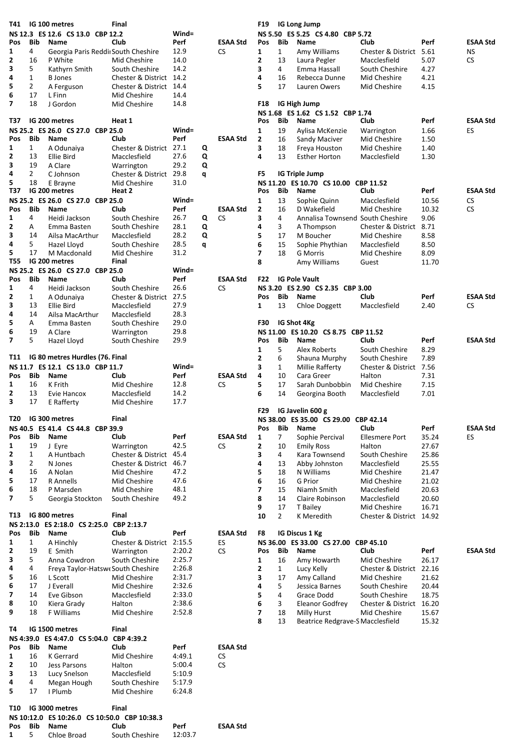## T41 IG 100 metres Final

NS 12.3 ES 12.6 CS 13.0 CBP 12.2 — Wind=

| Pos | Bib | Name | Club | Perf | ESAA Std |
|---|---|---|---|---|---|
| 1 | 4 | Georgia Paris Reddi | South Cheshire | 12.9 | CS |
| 2 | 16 | P White | Mid Cheshire | 14.0 | |
| 3 | 5 | Kathyrn Smith | South Cheshire | 14.2 | |
| 4 | 1 | B Jones | Chester & District | 14.2 | |
| 5 | 2 | A Ferguson | Chester & District | 14.4 | |
| 6 | 17 | L Finn | Mid Cheshire | 14.4 | |
| 7 | 18 | J Gordon | Mid Cheshire | 14.8 | |

## T37 IG 200 metres Heat 1

NS 25.2 ES 26.0 CS 27.0 CBP 25.0 — Wind=

| Pos | Bib | Name | Club | Perf | | ESAA Std |
|---|---|---|---|---|---|---|
| 1 | 1 | A Odunaiya | Chester & District | 27.1 | Q | |
| 2 | 13 | Ellie Bird | Macclesfield | 27.6 | Q | |
| 3 | 19 | A Clare | Warrington | 29.2 | Q | |
| 4 | 2 | C Johnson | Chester & District | 29.8 | q | |
| 5 | 18 | E Brayne | Mid Cheshire | 31.0 | | |

## T37 IG 200 metres Heat 2

NS 25.2 ES 26.0 CS 27.0 CBP 25.0 — Wind=

| Pos | Bib | Name | Club | Perf | | ESAA Std |
|---|---|---|---|---|---|---|
| 1 | 4 | Heidi Jackson | South Cheshire | 26.7 | Q | CS |
| 2 | A | Emma Basten | South Cheshire | 28.1 | Q | |
| 3 | 14 | Ailsa MacArthur | Macclesfield | 28.2 | Q | |
| 4 | 5 | Hazel Lloyd | South Cheshire | 28.5 | q | |
| 5 | 17 | M Macdonald | Mid Cheshire | 31.2 | | |

## T55 IG 200 metres Final

NS 25.2 ES 26.0 CS 27.0 CBP 25.0 — Wind=

| Pos | Bib | Name | Club | Perf | ESAA Std |
|---|---|---|---|---|---|
| 1 | 4 | Heidi Jackson | South Cheshire | 26.6 | CS |
| 2 | 1 | A Odunaiya | Chester & District | 27.5 | |
| 3 | 13 | Ellie Bird | Macclesfield | 27.9 | |
| 4 | 14 | Ailsa MacArthur | Macclesfield | 28.3 | |
| 5 | A | Emma Basten | South Cheshire | 29.0 | |
| 6 | 19 | A Clare | Warrington | 29.8 | |
| 7 | 5 | Hazel Lloyd | South Cheshire | 29.9 | |

## T11 IG 80 metres Hurdles (76. Final

NS 11.7 ES 12.1 CS 13.0 CBP 11.7 — Wind=

| Pos | Bib | Name | Club | Perf | ESAA Std |
|---|---|---|---|---|---|
| 1 | 16 | K Frith | Mid Cheshire | 12.8 | CS |
| 2 | 13 | Evie Hancox | Macclesfield | 14.2 | |
| 3 | 17 | E Rafferty | Mid Cheshire | 17.7 | |

## T20 IG 300 metres Final

NS 40.5 ES 41.4 CS 44.8 CBP 39.9

| Pos | Bib | Name | Club | Perf | ESAA Std |
|---|---|---|---|---|---|
| 1 | 19 | J Eyre | Warrington | 42.5 | CS |
| 2 | 1 | A Huntbach | Chester & District | 45.4 | |
| 3 | 2 | N Jones | Chester & District | 46.7 | |
| 4 | 16 | A Nolan | Mid Cheshire | 47.2 | |
| 5 | 17 | R Annells | Mid Cheshire | 47.6 | |
| 6 | 18 | P Marsden | Mid Cheshire | 48.1 | |
| 7 | 5 | Georgia Stockton | South Cheshire | 49.2 | |

## T13 IG 800 metres Final

NS 2:13.0 ES 2:18.0 CS 2:25.0 CBP 2:13.7

| Pos | Bib | Name | Club | Perf | ESAA Std |
|---|---|---|---|---|---|
| 1 | 1 | A Hinchly | Chester & District | 2:15.5 | ES |
| 2 | 19 | E Smith | Warrington | 2:20.2 | CS |
| 3 | 5 | Anna Cowdron | South Cheshire | 2:25.7 | |
| 4 | 4 | Freya Taylor-Hatswe | South Cheshire | 2:26.8 | |
| 5 | 16 | L Scott | Mid Cheshire | 2:31.7 | |
| 6 | 17 | J Everall | Mid Cheshire | 2:32.6 | |
| 7 | 14 | Eve Gibson | Macclesfield | 2:33.0 | |
| 8 | 10 | Kiera Grady | Halton | 2:38.6 | |
| 9 | 18 | F Williams | Mid Cheshire | 2:52.8 | |

## T4 IG 1500 metres Final

NS 4:39.0 ES 4:47.0 CS 5:04.0 CBP 4:39.2

| Pos | Bib | Name | Club | Perf | ESAA Std |
|---|---|---|---|---|---|
| 1 | 16 | K Gerrard | Mid Cheshire | 4:49.1 | CS |
| 2 | 10 | Jess Parsons | Halton | 5:00.4 | CS |
| 3 | 13 | Lucy Snelson | Macclesfield | 5:10.9 | |
| 4 | 4 | Megan Hough | South Cheshire | 5:17.9 | |
| 5 | 17 | I Plumb | Mid Cheshire | 6:24.8 | |

## T10 IG 3000 metres Final

NS 10:12.0 ES 10:26.0 CS 10:50.0 CBP 10:38.3

| Pos | Bib | Name | Club | Perf | ESAA Std |
|---|---|---|---|---|---|
| 1 | 5 | Chloe Broad | South Cheshire | 12:03.7 | |

## F19 IG Long Jump

NS 5.50 ES 5.25 CS 4.80 CBP 5.72

| Pos | Bib | Name | Club | Perf | ESAA Std |
|---|---|---|---|---|---|
| 1 | 1 | Amy Williams | Chester & District | 5.61 | NS |
| 2 | 13 | Laura Pegler | Macclesfield | 5.07 | CS |
| 3 | 4 | Emma Hassall | South Cheshire | 4.27 | |
| 4 | 16 | Rebecca Dunne | Mid Cheshire | 4.21 | |
| 5 | 17 | Lauren Owers | Mid Cheshire | 4.15 | |

## F18 IG High Jump

NS 1.68 ES 1.62 CS 1.52 CBP 1.74

| Pos | Bib | Name | Club | Perf | ESAA Std |
|---|---|---|---|---|---|
| 1 | 19 | Aylisa McKenzie | Warrington | 1.66 | ES |
| 2 | 16 | Sandy Maciver | Mid Cheshire | 1.50 | |
| 3 | 18 | Freya Houston | Mid Cheshire | 1.40 | |
| 4 | 13 | Esther Horton | Macclesfield | 1.30 | |

## F5 IG Triple Jump

NS 11.20 ES 10.70 CS 10.00 CBP 11.52

| Pos | Bib | Name | Club | Perf | ESAA Std |
|---|---|---|---|---|---|
| 1 | 13 | Sophie Quinn | Macclesfield | 10.56 | CS |
| 2 | 16 | D Wakefield | Mid Cheshire | 10.32 | CS |
| 3 | 4 | Annalisa Townsend | South Cheshire | 9.06 | |
| 4 | 3 | A Thompson | Chester & District | 8.71 | |
| 5 | 17 | M Boucher | Mid Cheshire | 8.58 | |
| 6 | 15 | Sophie Phythian | Macclesfield | 8.50 | |
| 7 | 18 | G Morris | Mid Cheshire | 8.09 | |
| 8 | | Amy Williams | Guest | 11.70 | |

## F22 IG Pole Vault

NS 3.20 ES 2.90 CS 2.35 CBP 3.00

| Pos | Bib | Name | Club | Perf | ESAA Std |
|---|---|---|---|---|---|
| 1 | 13 | Chloe Doggett | Macclesfield | 2.40 | CS |

## F30 IG Shot 4Kg

NS 11.00 ES 10.20 CS 8.75 CBP 11.52

| Pos | Bib | Name | Club | Perf | ESAA Std |
|---|---|---|---|---|---|
| 1 | 5 | Alex Roberts | South Cheshire | 8.29 | |
| 2 | 6 | Shauna Murphy | South Cheshire | 7.89 | |
| 3 | 1 | Millie Rafferty | Chester & District | 7.56 | |
| 4 | 10 | Cara Greer | Halton | 7.31 | |
| 5 | 17 | Sarah Dunbobbin | Mid Cheshire | 7.15 | |
| 6 | 14 | Georgina Booth | Macclesfield | 7.01 | |

## F29 IG Javelin 600 g

NS 38.00 ES 35.00 CS 29.00 CBP 42.14

| Pos | Bib | Name | Club | Perf | ESAA Std |
|---|---|---|---|---|---|
| 1 | 7 | Sophie Percival | Ellesmere Port | 35.24 | ES |
| 2 | 10 | Emily Ross | Halton | 27.67 | |
| 3 | 4 | Kara Townsend | South Cheshire | 25.86 | |
| 4 | 13 | Abby Johnston | Macclesfield | 25.55 | |
| 5 | 18 | N Williams | Mid Cheshire | 21.47 | |
| 6 | 16 | G Prior | Mid Cheshire | 21.02 | |
| 7 | 15 | Niamh Smith | Macclesfield | 20.63 | |
| 8 | 14 | Claire Robinson | Macclesfield | 20.60 | |
| 9 | 17 | T Bailey | Mid Cheshire | 16.71 | |
| 10 | 2 | K Meredith | Chester & District | 14.92 | |

## F8 IG Discus 1 Kg

NS 36.00 ES 33.00 CS 27.00 CBP 45.10

| Pos | Bib | Name | Club | Perf | ESAA Std |
|---|---|---|---|---|---|
| 1 | 16 | Amy Howarth | Mid Cheshire | 26.17 | |
| 2 | 1 | Lucy Kelly | Chester & District | 22.16 | |
| 3 | 17 | Amy Calland | Mid Cheshire | 21.62 | |
| 4 | 5 | Jessica Barnes | South Cheshire | 20.44 | |
| 5 | 4 | Grace Dodd | South Cheshire | 18.75 | |
| 6 | 3 | Eleanor Godfrey | Chester & District | 16.20 | |
| 7 | 18 | Milly Hurst | Mid Cheshire | 15.67 | |
| 8 | 13 | Beatrice Redgrave-S | Macclesfield | 15.32 | |